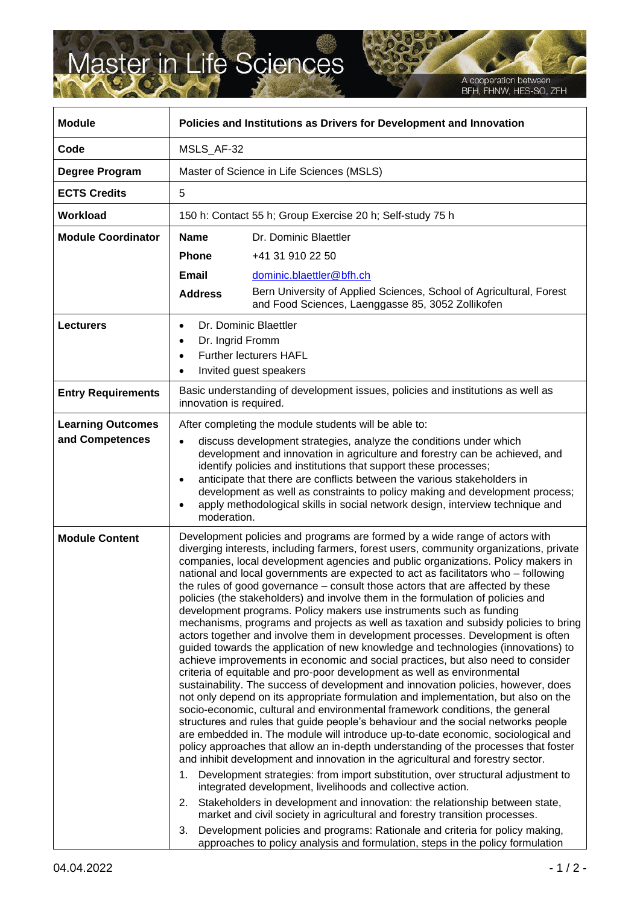# Master in Life Sciences

A cooperation between BFH, FHNW, HES-SO, ZFH

| Module | Policies and Institutions as Drivers for Development and Innovation |
|---|---|
| Code | MSLS_AF-32 |
| Degree Program | Master of Science in Life Sciences (MSLS) |
| ECTS Credits | 5 |
| Workload | 150 h: Contact 55 h; Group Exercise 20 h; Self-study 75 h |
| Module Coordinator | **Name** Dr. Dominic Blaettler<br>**Phone** +41 31 910 22 50<br>**Email** dominic.blaettler@bfh.ch<br>**Address** Bern University of Applied Sciences, School of Agricultural, Forest and Food Sciences, Laenggasse 85, 3052 Zollikofen |
| Lecturers | • Dr. Dominic Blaettler<br>• Dr. Ingrid Fromm<br>• Further lecturers HAFL<br>• Invited guest speakers |
| Entry Requirements | Basic understanding of development issues, policies and institutions as well as innovation is required. |
| Learning Outcomes and Competences | After completing the module students will be able to:<br>• discuss development strategies, analyze the conditions under which development and innovation in agriculture and forestry can be achieved, and identify policies and institutions that support these processes;<br>• anticipate that there are conflicts between the various stakeholders in development as well as constraints to policy making and development process;<br>• apply methodological skills in social network design, interview technique and moderation. |
| Module Content | Development policies and programs are formed by a wide range of actors with diverging interests, including farmers, forest users, community organizations, private companies, local development agencies and public organizations. Policy makers in national and local governments are expected to act as facilitators who – following the rules of good governance – consult those actors that are affected by these policies (the stakeholders) and involve them in the formulation of policies and development programs. Policy makers use instruments such as funding mechanisms, programs and projects as well as taxation and subsidy policies to bring actors together and involve them in development processes. Development is often guided towards the application of new knowledge and technologies (innovations) to achieve improvements in economic and social practices, but also need to consider criteria of equitable and pro-poor development as well as environmental sustainability. The success of development and innovation policies, however, does not only depend on its appropriate formulation and implementation, but also on the socio-economic, cultural and environmental framework conditions, the general structures and rules that guide people's behaviour and the social networks people are embedded in. The module will introduce up-to-date economic, sociological and policy approaches that allow an in-depth understanding of the processes that foster and inhibit development and innovation in the agricultural and forestry sector.<br>1. Development strategies: from import substitution, over structural adjustment to integrated development, livelihoods and collective action.<br>2. Stakeholders in development and innovation: the relationship between state, market and civil society in agricultural and forestry transition processes.<br>3. Development policies and programs: Rationale and criteria for policy making, approaches to policy analysis and formulation, steps in the policy formulation |

04.04.2022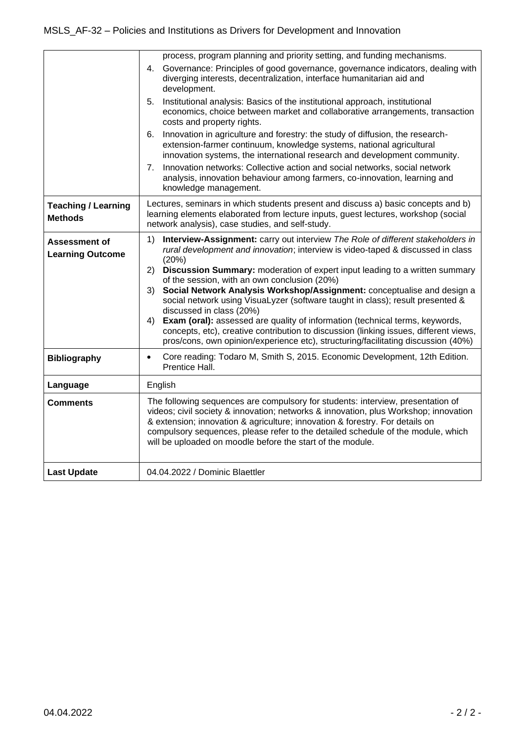| | |
|---|---|
| | process, program planning and priority setting, and funding mechanisms.<br>4. Governance: Principles of good governance, governance indicators, dealing with diverging interests, decentralization, interface humanitarian aid and development.<br>5. Institutional analysis: Basics of the institutional approach, institutional economics, choice between market and collaborative arrangements, transaction costs and property rights.<br>6. Innovation in agriculture and forestry: the study of diffusion, the research-extension-farmer continuum, knowledge systems, national agricultural innovation systems, the international research and development community.<br>7. Innovation networks: Collective action and social networks, social network analysis, innovation behaviour among farmers, co-innovation, learning and knowledge management. |
| **Teaching / Learning Methods** | Lectures, seminars in which students present and discuss a) basic concepts and b) learning elements elaborated from lecture inputs, guest lectures, workshop (social network analysis), case studies, and self-study. |
| **Assessment of Learning Outcome** | 1) **Interview-Assignment:** carry out interview *The Role of different stakeholders in rural development and innovation*; interview is video-taped & discussed in class (20%)<br>2) **Discussion Summary:** moderation of expert input leading to a written summary of the session, with an own conclusion (20%)<br>3) **Social Network Analysis Workshop/Assignment:** conceptualise and design a social network using VisuaLyzer (software taught in class); result presented & discussed in class (20%)<br>4) **Exam (oral):** assessed are quality of information (technical terms, keywords, concepts, etc), creative contribution to discussion (linking issues, different views, pros/cons, own opinion/experience etc), structuring/facilitating discussion (40%) |
| **Bibliography** | • Core reading: Todaro M, Smith S, 2015. Economic Development, 12th Edition. Prentice Hall. |
| **Language** | English |
| **Comments** | The following sequences are compulsory for students: interview, presentation of videos; civil society & innovation; networks & innovation, plus Workshop; innovation & extension; innovation & agriculture; innovation & forestry. For details on compulsory sequences, please refer to the detailed schedule of the module, which will be uploaded on moodle before the start of the module. |
| **Last Update** | 04.04.2022 / Dominic Blaettler |